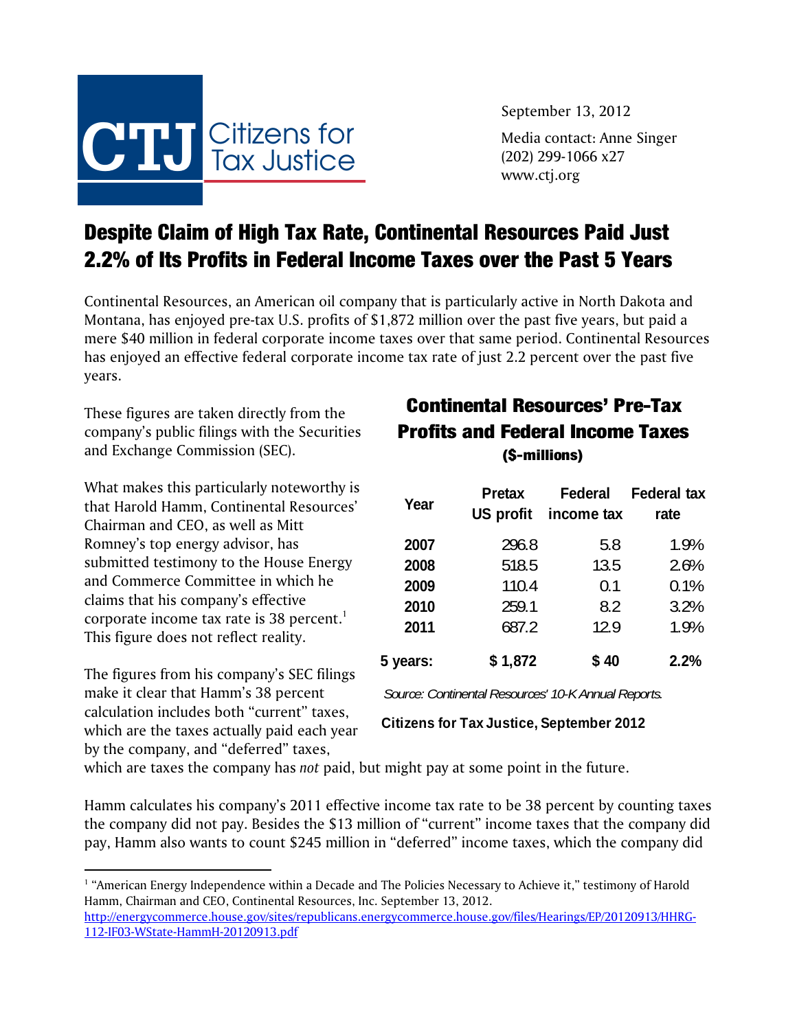CTJ Citizens for Tax Justice

September 13, 2012

Media contact: Anne Singer
(202) 299-1066 x27
www.ctj.org

# Despite Claim of High Tax Rate, Continental Resources Paid Just 2.2% of Its Profits in Federal Income Taxes over the Past 5 Years

Continental Resources, an American oil company that is particularly active in North Dakota and Montana, has enjoyed pre-tax U.S. profits of $1,872 million over the past five years, but paid a mere $40 million in federal corporate income taxes over that same period. Continental Resources has enjoyed an effective federal corporate income tax rate of just 2.2 percent over the past five years.

These figures are taken directly from the company's public filings with the Securities and Exchange Commission (SEC).

What makes this particularly noteworthy is that Harold Hamm, Continental Resources' Chairman and CEO, as well as Mitt Romney's top energy advisor, has submitted testimony to the House Energy and Commerce Committee in which he claims that his company's effective corporate income tax rate is 38 percent.[1] This figure does not reflect reality.

## Continental Resources' Pre-Tax Profits and Federal Income Taxes

**($-millions)**

| Year | Pretax US profit | Federal income tax | Federal tax rate |
|---|---|---|---|
| **2007** | 296.8 | 5.8 | 1.9% |
| **2008** | 518.5 | 13.5 | 2.6% |
| **2009** | 110.4 | 0.1 | 0.1% |
| **2010** | 259.1 | 8.2 | 3.2% |
| **2011** | 687.2 | 12.9 | 1.9% |
| **5 years:** | **$ 1,872** | **$ 40** | **2.2%** |

*Source: Continental Resources' 10-K Annual Reports.*

**Citizens for Tax Justice, September 2012**

The figures from his company's SEC filings make it clear that Hamm's 38 percent calculation includes both "current" taxes, which are the taxes actually paid each year by the company, and "deferred" taxes, which are taxes the company has *not* paid, but might pay at some point in the future.

Hamm calculates his company's 2011 effective income tax rate to be 38 percent by counting taxes the company did not pay. Besides the $13 million of "current" income taxes that the company did pay, Hamm also wants to count $245 million in "deferred" income taxes, which the company did

---

[1] "American Energy Independence within a Decade and The Policies Necessary to Achieve it," testimony of Harold Hamm, Chairman and CEO, Continental Resources, Inc. September 13, 2012. http://energycommerce.house.gov/sites/republicans.energycommerce.house.gov/files/Hearings/EP/20120913/HHRG-112-IF03-WState-HammH-20120913.pdf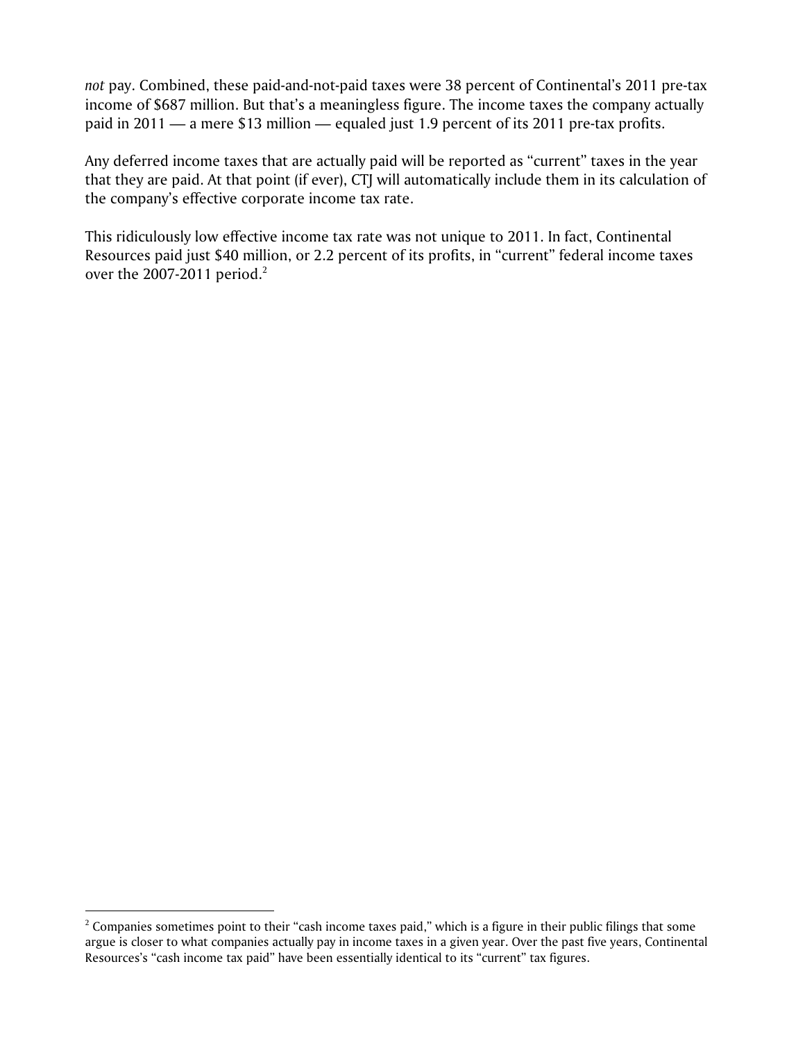*not* pay. Combined, these paid-and-not-paid taxes were 38 percent of Continental's 2011 pre-tax income of $687 million. But that's a meaningless figure. The income taxes the company actually paid in 2011 — a mere $13 million — equaled just 1.9 percent of its 2011 pre-tax profits.

Any deferred income taxes that are actually paid will be reported as "current" taxes in the year that they are paid. At that point (if ever), CTJ will automatically include them in its calculation of the company's effective corporate income tax rate.

This ridiculously low effective income tax rate was not unique to 2011. In fact, Continental Resources paid just $40 million, or 2.2 percent of its profits, in "current" federal income taxes over the 2007-2011 period.[2]

---

[2] Companies sometimes point to their "cash income taxes paid," which is a figure in their public filings that some argue is closer to what companies actually pay in income taxes in a given year. Over the past five years, Continental Resources's "cash income tax paid" have been essentially identical to its "current" tax figures.